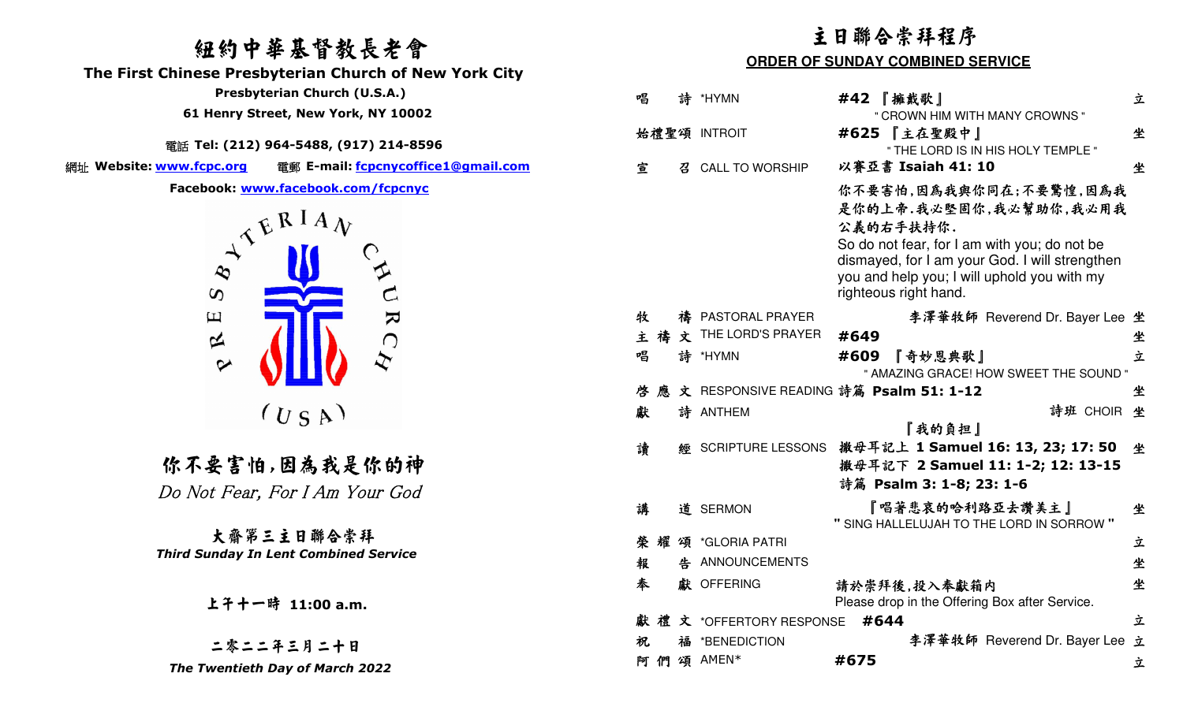# 紐約中華基督教長老會

## The First Chinese Presbyterian Church of New York City

**Presbyterian Church (U.S.A.)**

**61 Henry Street, New York, NY 10002**

電話 **Tel: (212) 964-5488, (917) 214-8596**

網址 **Website: www.fcpc.org** 電郵 **E-mail: fcpcnycoffice1@gmail.com**

**Facebook: www.facebook.com/fcpcnyc**

PRESBYTERIAN CHURCH (USA)

## 你不要害怕，因為我是你的神

*Do Not Fear, For I Am Your God*

**大齋第三主日聯合崇拜**

***Third Sunday In Lent Combined Service***

**上午十一時 11:00 a.m.**

**二零二二年三月二十日**

***The Twentieth Day of March 2022***

---

# 主日聯合崇拜程序

## ORDER OF SUNDAY COMBINED SERVICE

| | | | |
|---|---|---|---|
| 唱 詩 | *HYMN | **#42 『擁戴歌』** " CROWN HIM WITH MANY CROWNS " | 立 |
| 始禮聖頌 | INTROIT | **#625 『主在聖殿中』** " THE LORD IS IN HIS HOLY TEMPLE " | 坐 |
| 宣 召 | CALL TO WORSHIP | 以賽亞書 **Isaiah 41: 10** 你不要害怕，因為我與你同在；不要驚惶，因為我是你的上帝．我必堅固你，我必幫助你，我必用我公義的右手扶持你． So do not fear, for I am with you; do not be dismayed, for I am your God. I will strengthen you and help you; I will uphold you with my righteous right hand. | 坐 |
| 牧 禱 | PASTORAL PRAYER | 李澤華牧師 Reverend Dr. Bayer Lee | 坐 |
| 主 禱 文 | THE LORD'S PRAYER | **#649** | 坐 |
| 唱 詩 | *HYMN | **#609 『奇妙恩典歌』** " AMAZING GRACE! HOW SWEET THE SOUND " | 立 |
| 啓 應 文 | RESPONSIVE READING | 詩篇 **Psalm 51: 1-12** | 坐 |
| 獻 詩 | ANTHEM | 詩班 CHOIR 『我的負担』 | 坐 |
| 讀 經 | SCRIPTURE LESSONS | 撒母耳記上 **1 Samuel 16: 13, 23; 17: 50** 撒母耳記下 **2 Samuel 11: 1-2; 12: 13-15** 詩篇 **Psalm 3: 1-8; 23: 1-6** | 坐 |
| 講 道 | SERMON | 『唱著悲哀的哈利路亞去讚美主』 " SING HALLELUJAH TO THE LORD IN SORROW " | 坐 |
| 榮 耀 頌 | *GLORIA PATRI | | 立 |
| 報 告 | ANNOUNCEMENTS | | 坐 |
| 奉 獻 | OFFERING | 請於崇拜後，投入奉獻箱内 Please drop in the Offering Box after Service. | 坐 |
| 獻 禮 文 | *OFFERTORY RESPONSE | **#644** | 立 |
| 祝 福 | *BENEDICTION | 李澤華牧師 Reverend Dr. Bayer Lee | 立 |
| 阿 們 頌 | AMEN* | **#675** | 立 |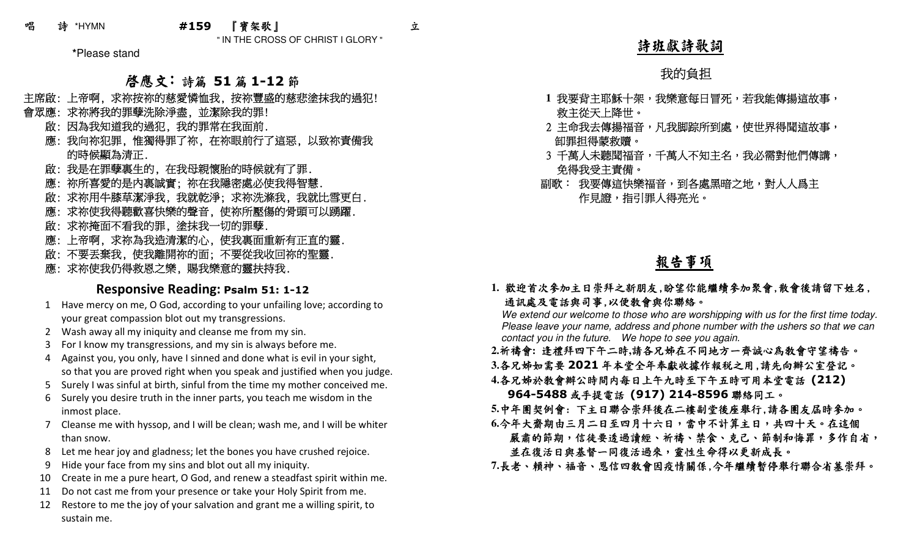唱　詩 *HYMN　　　　#159　『實架歌』　　　　立

" IN THE CROSS OF CHRIST I GLORY "

*Please stand

## 啟應文：詩篇 51 篇 1-12 節

主席啟：上帝啊，求祢按祢的慈愛憐恤我，按祢豐盛的慈悲塗抹我的過犯!

會眾應：求祢將我的罪孽洗除淨盡，並潔除我的罪!

啟：因為我知道我的過犯，我的罪常在我面前.

應：我向祢犯罪，惟獨得罪了祢，在祢眼前行了這惡，以致祢責備我的時候顯為清正.

啟：我是在罪孽裏生的，在我母親懷胎的時候就有了罪.

應：祢所喜愛的是內裏誠實；祢在我隱密處必使我得智慧.

啟：求祢用牛膝草潔淨我，我就乾淨；求祢洗滌我，我就比雪更白.

應：求祢使我得聽歡喜快樂的聲音，使祢所壓傷的骨頭可以踴躍.

啟：求祢掩面不看我的罪，塗抹我一切的罪孽.

應：上帝啊，求祢為我造清潔的心，使我裏面重新有正直的靈.

啟：不要丟棄我，使我離開祢的面；不要從我收回祢的聖靈.

應：求祢使我仍得救恩之樂，賜我樂意的靈扶持我.

## Responsive Reading: Psalm 51: 1-12

1. Have mercy on me, O God, according to your unfailing love; according to your great compassion blot out my transgressions.
2. Wash away all my iniquity and cleanse me from my sin.
3. For I know my transgressions, and my sin is always before me.
4. Against you, you only, have I sinned and done what is evil in your sight, so that you are proved right when you speak and justified when you judge.
5. Surely I was sinful at birth, sinful from the time my mother conceived me.
6. Surely you desire truth in the inner parts, you teach me wisdom in the inmost place.
7. Cleanse me with hyssop, and I will be clean; wash me, and I will be whiter than snow.
8. Let me hear joy and gladness; let the bones you have crushed rejoice.
9. Hide your face from my sins and blot out all my iniquity.
10. Create in me a pure heart, O God, and renew a steadfast spirit within me.
11. Do not cast me from your presence or take your Holy Spirit from me.
12. Restore to me the joy of your salvation and grant me a willing spirit, to sustain me.

## 詩班獻詩歌詞

### 我的負担

1 我要背主耶穌十架，我樂意每日冒死，若我能傳揚這故事，救主從天上降世。

2 主命我去傳揚福音，凡我腳踪所到處，使世界得聞這故事，卸罪担得蒙救贖。

3 千萬人未聽聞福音，千萬人不知主名，我必需對他們傳講，免得我受主責備。

副歌： 我要傳這快樂福音，到各處黑暗之地，對人人為主作見證，指引罪人得亮光。

## 報告事項

1. 歡迎首次參加主日崇拜之新朋友，盼望你能繼續參加聚會，散會後請留下姓名，通訊處及電話與司事，以便教會與你聯絡。
*We extend our welcome to those who are worshipping with us for the first time today. Please leave your name, address and phone number with the ushers so that we can contact you in the future. We hope to see you again.*
2. 祈禱會：逢禮拜四下午二時，請各兄姊在不同地方一齊誠心為教會守望禱告。
3. 各兄姊如需要 2021 年本堂全年奉獻收據作報稅之用，請先向辦公室登記。
4. 各兄姊於教會辦公時間內每日上午九時至下午五時可用本堂電話 (212) 964-5488 或手提電話 (917) 214-8596 聯絡同工。
5. 中年團契例會：下主日聯合崇拜後在二樓副堂後座舉行，請各團友屆時參加。
6. 今年大齋期由三月二日至四月十六日，當中不計算主日，共四十天。在這個嚴肅的節期，信徒要透過讀經、祈禱、禁食、克己、節制和悔罪，多作自省，並在復活日與基督一同復活過來，靈性生命得以更新成長。
7. 長老、賴神、福音、恩信四教會因疫情關係，今年繼續暫停舉行聯合省墓崇拜。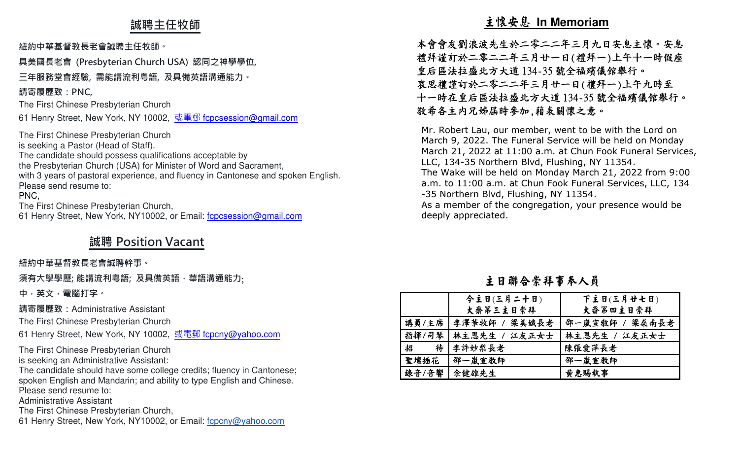## 誠聘主任牧師

紐約中華基督教長老會誠聘主任牧師。

具美國長老會 (Presbyterian Church USA) 認同之神學學位,

三年服務堂會經驗, 需能講流利粵語, 及具備英語溝通能力。

請寄履歷致：PNC,

The First Chinese Presbyterian Church

61 Henry Street, New York, NY 10002, 或電郵 fcpcsession@gmail.com

The First Chinese Presbyterian Church
is seeking a Pastor (Head of Staff).
The candidate should possess qualifications acceptable by
the Presbyterian Church (USA) for Minister of Word and Sacrament,
with 3 years of pastoral experience, and fluency in Cantonese and spoken English.
Please send resume to:
PNC,
The First Chinese Presbyterian Church,
61 Henry Street, New York, NY10002, or Email: fcpcsession@gmail.com

## 誠聘 Position Vacant

紐約中華基督教長老會誠聘幹事。

須有大學學歷; 能講流利粵語; 及具備英語，華語溝通能力;

中，英文，電腦打字。

請寄履歷致：Administrative Assistant

The First Chinese Presbyterian Church

61 Henry Street, New York, NY 10002, 或電郵 fcpcny@yahoo.com

The First Chinese Presbyterian Church
is seeking an Administrative Assistant:
The candidate should have some college credits; fluency in Cantonese;
spoken English and Mandarin; and ability to type English and Chinese.
Please send resume to:
Administrative Assistant
The First Chinese Presbyterian Church,
61 Henry Street, New York, NY10002, or Email: fcpcny@yahoo.com

## 主懷安息 In Memoriam

本會會友劉浪波先生於二零二二年三月九日安息主懷。安息禮拜謹訂於二零二二年三月廿一日(禮拜一)上午十一時假座皇后區法拉盛北方大道 134-35 號全福殯儀館舉行。
哀思禮謹訂於二零二二年三月廿一日(禮拜一)上午九時至十一時在皇后區法拉盛北方大道 134-35 號全福殯儀館舉行。
敬希各主內兄姊屆時參加,藉表關懷之意。

Mr. Robert Lau, our member, went to be with the Lord on March 9, 2022. The Funeral Service will be held on Monday March 21, 2022 at 11:00 a.m. at Chun Fook Funeral Services, LLC, 134-35 Northern Blvd, Flushing, NY 11354.
The Wake will be held on Monday March 21, 2022 from 9:00 a.m. to 11:00 a.m. at Chun Fook Funeral Services, LLC, 134-35 Northern Blvd, Flushing, NY 11354.
As a member of the congregation, your presence would be deeply appreciated.

## 主日聯合崇拜事奉人員

| | 今主日(三月二十日) 大齋第三主日崇拜 | 下主日(三月廿七日) 大齋第四主日崇拜 |
|---|---|---|
| 講員/主席 | 李澤華牧師 / 梁美娥長老 | 邵一嵐宣教師 / 梁燊南長老 |
| 指揮/司琴 | 林主恩先生 / 江友正女士 | 林主恩先生 / 江友正女士 |
| 招　　待 | 李許妙梨長老 | 陳張愛萍長老 |
| 聖壇插花 | 邵一嵐宣教師 | 邵一嵐宣教師 |
| 錄音/音響 | 余健雄先生 | 黄惠賜執事 |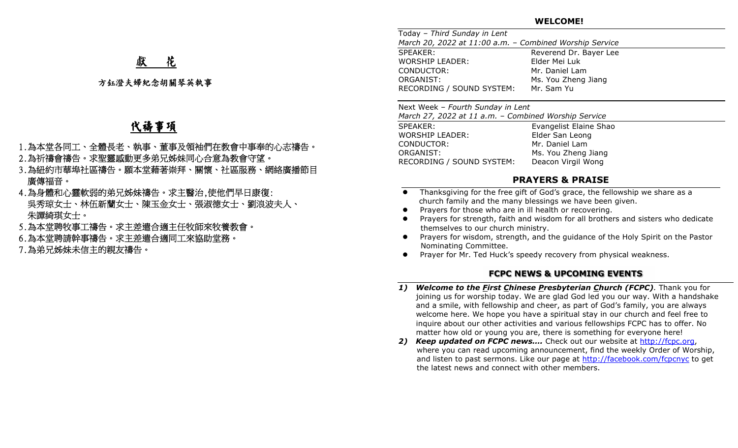## 獻　花

方鈺澄夫婦紀念胡關琴英執事

## 代禱事項

1. 為本堂各同工、全體長老、執事、董事及領袖們在教會中事奉的心志禱告。
2. 為祈禱會禱告。求聖靈感動更多弟兄姊妹同心合意為教會守望。
3. 為紐約市華埠社區禱告。願本堂藉著崇拜、關懷、社區服務、網絡廣播節目廣傳福音。
4. 為身體和心靈軟弱的弟兄姊妹禱告。求主醫治,使他們早日康復: 吳秀瓊女士、林伍新蘭女士、陳玉金女士、張淑德女士、劉浪波夫人、朱譚綺琪女士。
5. 為本堂聘牧事工禱告。求主差遣合適主任牧師來牧養教會。
6. 為本堂聘請幹事禱告。求主差遣合適同工來協助堂務。
7. 為弟兄姊妹未信主的親友禱告。

## WELCOME!

Today – *Third Sunday in Lent*
*March 20, 2022 at 11:00 a.m. – Combined Worship Service*

| | |
|---|---|
| SPEAKER: | Reverend Dr. Bayer Lee |
| WORSHIP LEADER: | Elder Mei Luk |
| CONDUCTOR: | Mr. Daniel Lam |
| ORGANIST: | Ms. You Zheng Jiang |
| RECORDING / SOUND SYSTEM: | Mr. Sam Yu |

Next Week – *Fourth Sunday in Lent*
*March 27, 2022 at 11 a.m. – Combined Worship Service*

| | |
|---|---|
| SPEAKER: | Evangelist Elaine Shao |
| WORSHIP LEADER: | Elder San Leong |
| CONDUCTOR: | Mr. Daniel Lam |
| ORGANIST: | Ms. You Zheng Jiang |
| RECORDING / SOUND SYSTEM: | Deacon Virgil Wong |

## PRAYERS & PRAISE

- Thanksgiving for the free gift of God's grace, the fellowship we share as a church family and the many blessings we have been given.
- Prayers for those who are in ill health or recovering.
- Prayers for strength, faith and wisdom for all brothers and sisters who dedicate themselves to our church ministry.
- Prayers for wisdom, strength, and the guidance of the Holy Spirit on the Pastor Nominating Committee.
- Prayer for Mr. Ted Huck's speedy recovery from physical weakness.

## FCPC NEWS & UPCOMING EVENTS

1) ***Welcome to the First Chinese Presbyterian Church (FCPC)***. Thank you for joining us for worship today. We are glad God led you our way. With a handshake and a smile, with fellowship and cheer, as part of God's family, you are always welcome here. We hope you have a spiritual stay in our church and feel free to inquire about our other activities and various fellowships FCPC has to offer. No matter how old or young you are, there is something for everyone here!
2) ***Keep updated on FCPC news….*** Check out our website at http://fcpc.org, where you can read upcoming announcement, find the weekly Order of Worship, and listen to past sermons. Like our page at http://facebook.com/fcpcnyc to get the latest news and connect with other members.